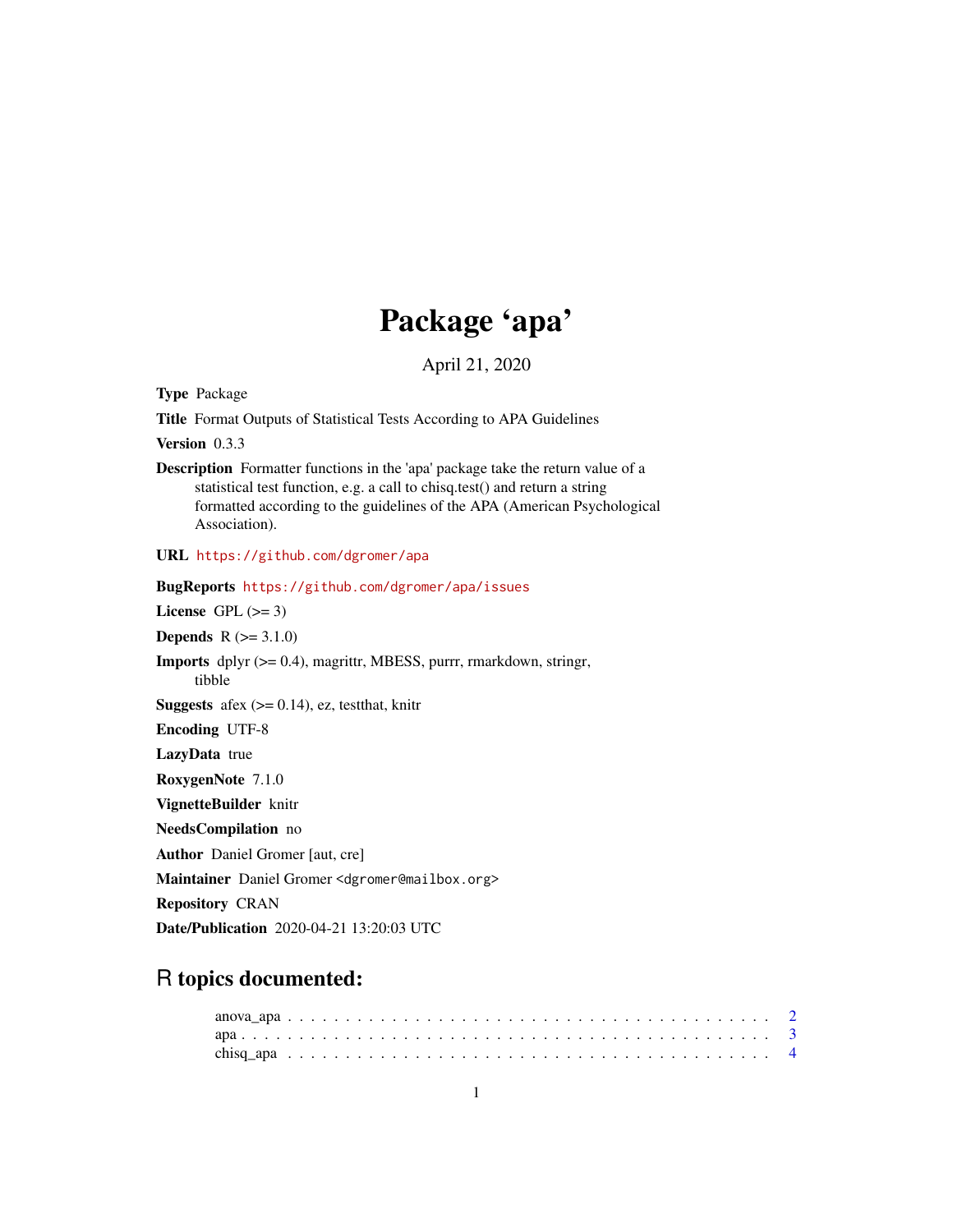# Package 'apa'

April 21, 2020

**Type** Package

**Title** Format Outputs of Statistical Tests According to APA Guidelines

**Version** 0.3.3

**Description** Formatter functions in the 'apa' package take the return value of a statistical test function, e.g. a call to chisq.test() and return a string formatted according to the guidelines of the APA (American Psychological Association).

**URL** https://github.com/dgromer/apa

**BugReports** https://github.com/dgromer/apa/issues

**License** GPL (>= 3)

**Depends** R (>= 3.1.0)

**Imports** dplyr (>= 0.4), magrittr, MBESS, purrr, rmarkdown, stringr, tibble

**Suggests** afex (>= 0.14), ez, testthat, knitr

**Encoding** UTF-8

**LazyData** true

**RoxygenNote** 7.1.0

**VignetteBuilder** knitr

**NeedsCompilation** no

**Author** Daniel Gromer [aut, cre]

**Maintainer** Daniel Gromer <dgromer@mailbox.org>

**Repository** CRAN

**Date/Publication** 2020-04-21 13:20:03 UTC

## R topics documented:

anova_apa . . . . . . . . . . . . . . . . . . . . . . . . . . . . . . . . . . . . . . . . . 2
apa . . . . . . . . . . . . . . . . . . . . . . . . . . . . . . . . . . . . . . . . . . . . 3
chisq_apa . . . . . . . . . . . . . . . . . . . . . . . . . . . . . . . . . . . . . . . . 4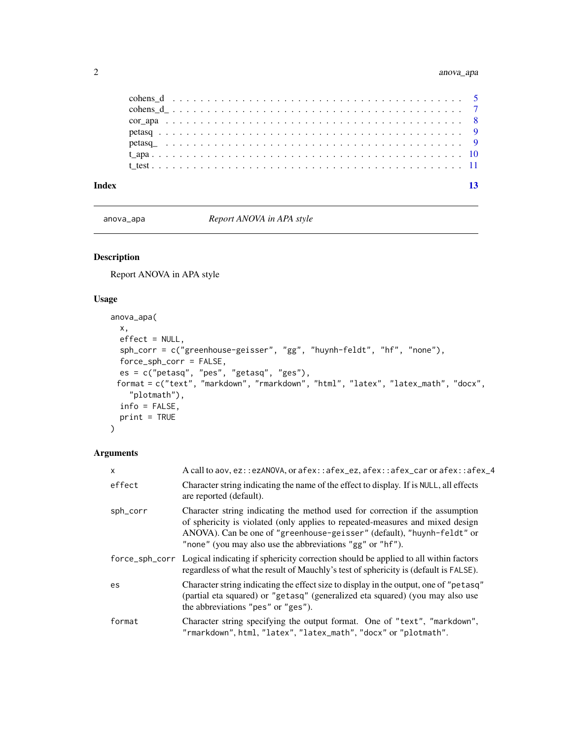| | |
|---|---|
| cohens_d | 5 |
| cohens_d_ | 7 |
| cor_apa | 8 |
| petasq | 9 |
| petasq_ | 9 |
| t_apa | 10 |
| t_test | 11 |

**Index** **13**

---

`anova_apa` *Report ANOVA in APA style*

---

## Description

Report ANOVA in APA style

## Usage

```
anova_apa(
  x,
  effect = NULL,
  sph_corr = c("greenhouse-geisser", "gg", "huynh-feldt", "hf", "none"),
  force_sph_corr = FALSE,
  es = c("petasq", "pes", "getasq", "ges"),
 format = c("text", "markdown", "rmarkdown", "html", "latex", "latex_math", "docx",
    "plotmath"),
  info = FALSE,
  print = TRUE
)
```

## Arguments

| | |
|---|---|
| `x` | A call to aov, `ez::ezANOVA`, or `afex::afex_ez`, `afex::afex_car` or `afex::afex_4` |
| `effect` | Character string indicating the name of the effect to display. If is `NULL`, all effects are reported (default). |
| `sph_corr` | Character string indicating the method used for correction if the assumption of sphericity is violated (only applies to repeated-measures and mixed design ANOVA). Can be one of `"greenhouse-geisser"` (default), `"huynh-feldt"` or `"none"` (you may also use the abbreviations `"gg"` or `"hf"`). |
| `force_sph_corr` | Logical indicating if sphericity correction should be applied to all within factors regardless of what the result of Mauchly's test of sphericity is (default is `FALSE`). |
| `es` | Character string indicating the effect size to display in the output, one of `"petasq"` (partial eta squared) or `"getasq"` (generalized eta squared) (you may also use the abbreviations `"pes"` or `"ges"`). |
| `format` | Character string specifying the output format. One of `"text"`, `"markdown"`, `"rmarkdown"`, html, `"latex"`, `"latex_math"`, `"docx"` or `"plotmath"`. |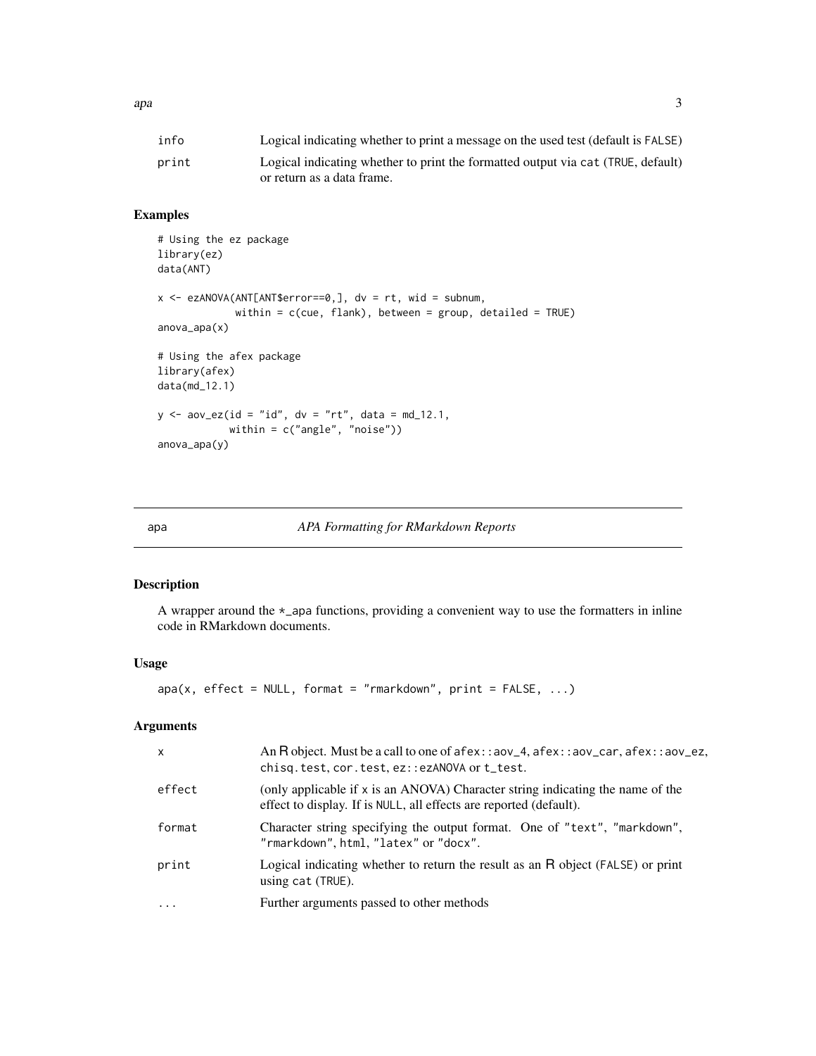| | |
|---|---|
| info | Logical indicating whether to print a message on the used test (default is FALSE) |
| print | Logical indicating whether to print the formatted output via cat (TRUE, default) or return as a data frame. |

## Examples

```
# Using the ez package
library(ez)
data(ANT)

x <- ezANOVA(ANT[ANT$error==0,], dv = rt, wid = subnum,
             within = c(cue, flank), between = group, detailed = TRUE)
anova_apa(x)

# Using the afex package
library(afex)
data(md_12.1)

y <- aov_ez(id = "id", dv = "rt", data = md_12.1,
            within = c("angle", "noise"))
anova_apa(y)
```

---

# apa — *APA Formatting for RMarkdown Reports*

## Description

A wrapper around the *_apa functions, providing a convenient way to use the formatters in inline code in RMarkdown documents.

## Usage

```
apa(x, effect = NULL, format = "rmarkdown", print = FALSE, ...)
```

## Arguments

| | |
|---|---|
| x | An R object. Must be a call to one of afex::aov_4, afex::aov_car, afex::aov_ez, chisq.test, cor.test, ez::ezANOVA or t_test. |
| effect | (only applicable if x is an ANOVA) Character string indicating the name of the effect to display. If is NULL, all effects are reported (default). |
| format | Character string specifying the output format. One of "text", "markdown", "rmarkdown", html, "latex" or "docx". |
| print | Logical indicating whether to return the result as an R object (FALSE) or print using cat (TRUE). |
| ... | Further arguments passed to other methods |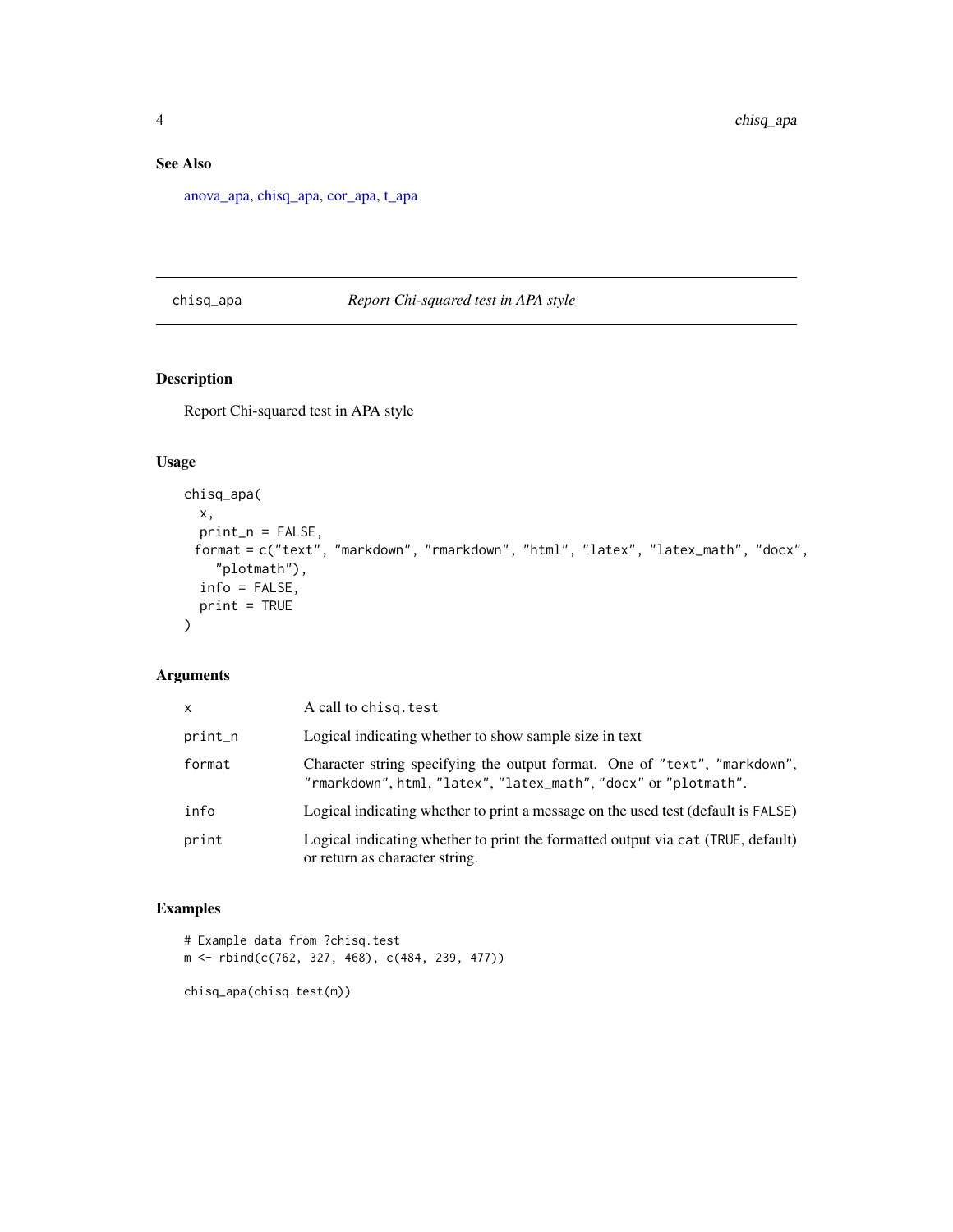## See Also

anova_apa, chisq_apa, cor_apa, t_apa

---

## chisq_apa — *Report Chi-squared test in APA style*

### Description

Report Chi-squared test in APA style

### Usage

```
chisq_apa(
  x,
  print_n = FALSE,
 format = c("text", "markdown", "rmarkdown", "html", "latex", "latex_math", "docx",
    "plotmath"),
  info = FALSE,
  print = TRUE
)
```

### Arguments

| | |
|---|---|
| `x` | A call to `chisq.test` |
| `print_n` | Logical indicating whether to show sample size in text |
| `format` | Character string specifying the output format. One of `"text"`, `"markdown"`, `"rmarkdown"`, `html`, `"latex"`, `"latex_math"`, `"docx"` or `"plotmath"`. |
| `info` | Logical indicating whether to print a message on the used test (default is `FALSE`) |
| `print` | Logical indicating whether to print the formatted output via `cat` (`TRUE`, default) or return as character string. |

### Examples

```
# Example data from ?chisq.test
m <- rbind(c(762, 327, 468), c(484, 239, 477))

chisq_apa(chisq.test(m))
```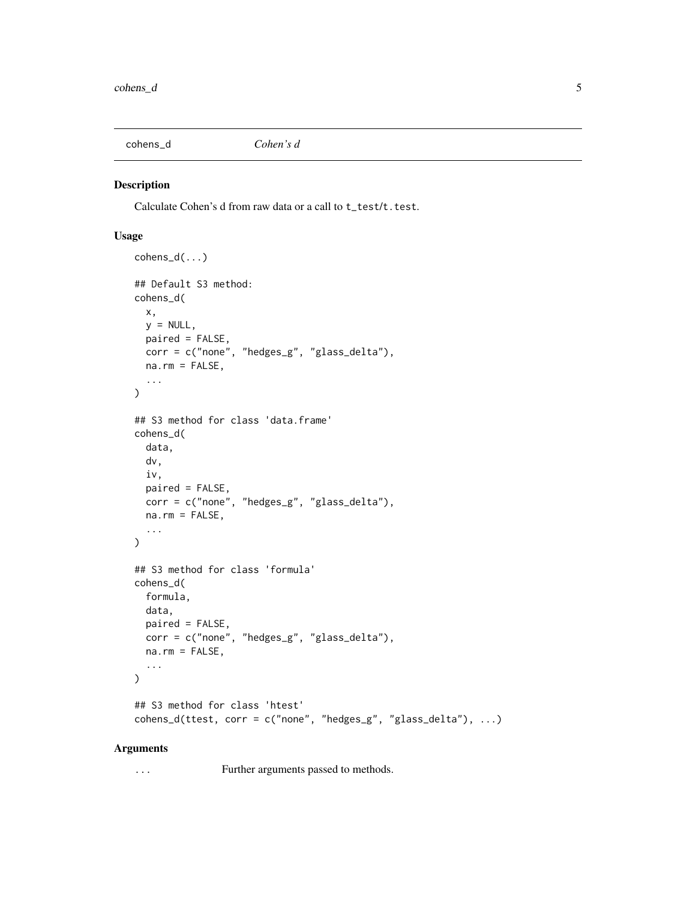## cohens_d — *Cohen's d*

### Description

Calculate Cohen's d from raw data or a call to `t_test`/`t.test`.

### Usage

```
cohens_d(...)

## Default S3 method:
cohens_d(
  x,
  y = NULL,
  paired = FALSE,
  corr = c("none", "hedges_g", "glass_delta"),
  na.rm = FALSE,
  ...
)

## S3 method for class 'data.frame'
cohens_d(
  data,
  dv,
  iv,
  paired = FALSE,
  corr = c("none", "hedges_g", "glass_delta"),
  na.rm = FALSE,
  ...
)

## S3 method for class 'formula'
cohens_d(
  formula,
  data,
  paired = FALSE,
  corr = c("none", "hedges_g", "glass_delta"),
  na.rm = FALSE,
  ...
)

## S3 method for class 'htest'
cohens_d(ttest, corr = c("none", "hedges_g", "glass_delta"), ...)
```

### Arguments

| | |
|---|---|
| `...` | Further arguments passed to methods. |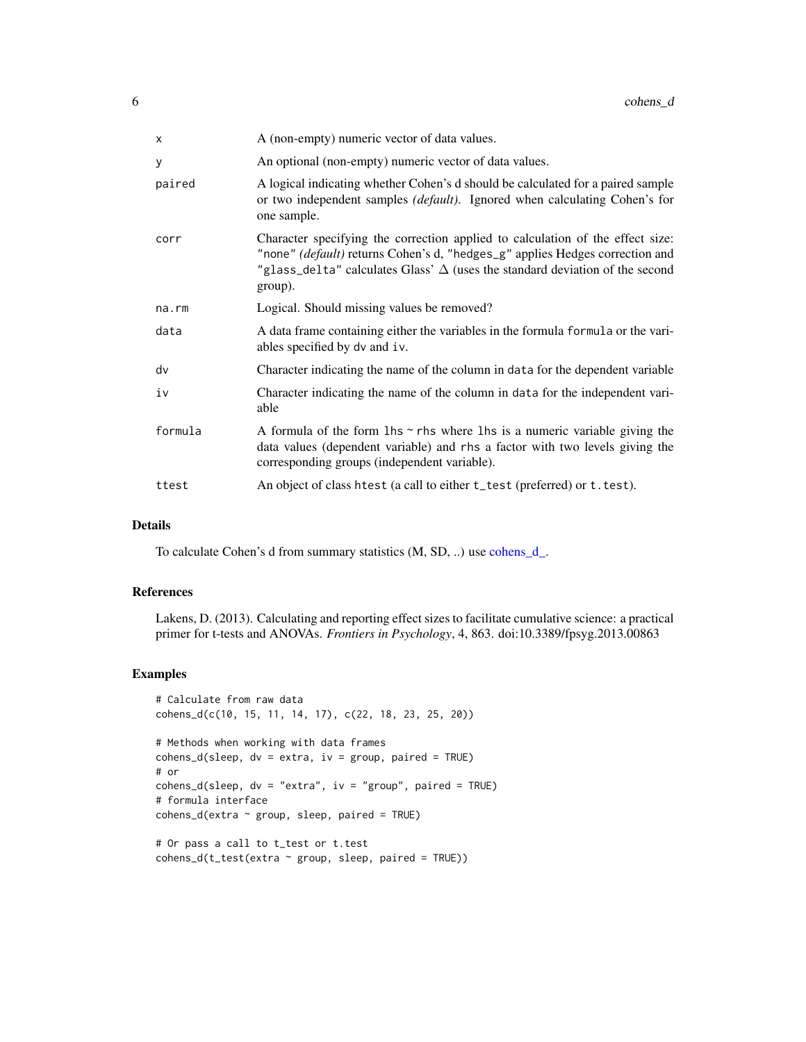| | |
|---|---|
| x | A (non-empty) numeric vector of data values. |
| y | An optional (non-empty) numeric vector of data values. |
| paired | A logical indicating whether Cohen's d should be calculated for a paired sample or two independent samples *(default)*. Ignored when calculating Cohen's for one sample. |
| corr | Character specifying the correction applied to calculation of the effect size: "none" *(default)* returns Cohen's d, "hedges_g" applies Hedges correction and "glass_delta" calculates Glass' $\Delta$ (uses the standard deviation of the second group). |
| na.rm | Logical. Should missing values be removed? |
| data | A data frame containing either the variables in the formula formula or the variables specified by dv and iv. |
| dv | Character indicating the name of the column in data for the dependent variable |
| iv | Character indicating the name of the column in data for the independent variable |
| formula | A formula of the form lhs ~ rhs where lhs is a numeric variable giving the data values (dependent variable) and rhs a factor with two levels giving the corresponding groups (independent variable). |
| ttest | An object of class htest (a call to either t_test (preferred) or t.test). |

## Details

To calculate Cohen's d from summary statistics (M, SD, ..) use cohens_d_.

## References

Lakens, D. (2013). Calculating and reporting effect sizes to facilitate cumulative science: a practical primer for t-tests and ANOVAs. *Frontiers in Psychology*, 4, 863. doi:10.3389/fpsyg.2013.00863

## Examples

```
# Calculate from raw data
cohens_d(c(10, 15, 11, 14, 17), c(22, 18, 23, 25, 20))

# Methods when working with data frames
cohens_d(sleep, dv = extra, iv = group, paired = TRUE)
# or
cohens_d(sleep, dv = "extra", iv = "group", paired = TRUE)
# formula interface
cohens_d(extra ~ group, sleep, paired = TRUE)

# Or pass a call to t_test or t.test
cohens_d(t_test(extra ~ group, sleep, paired = TRUE))
```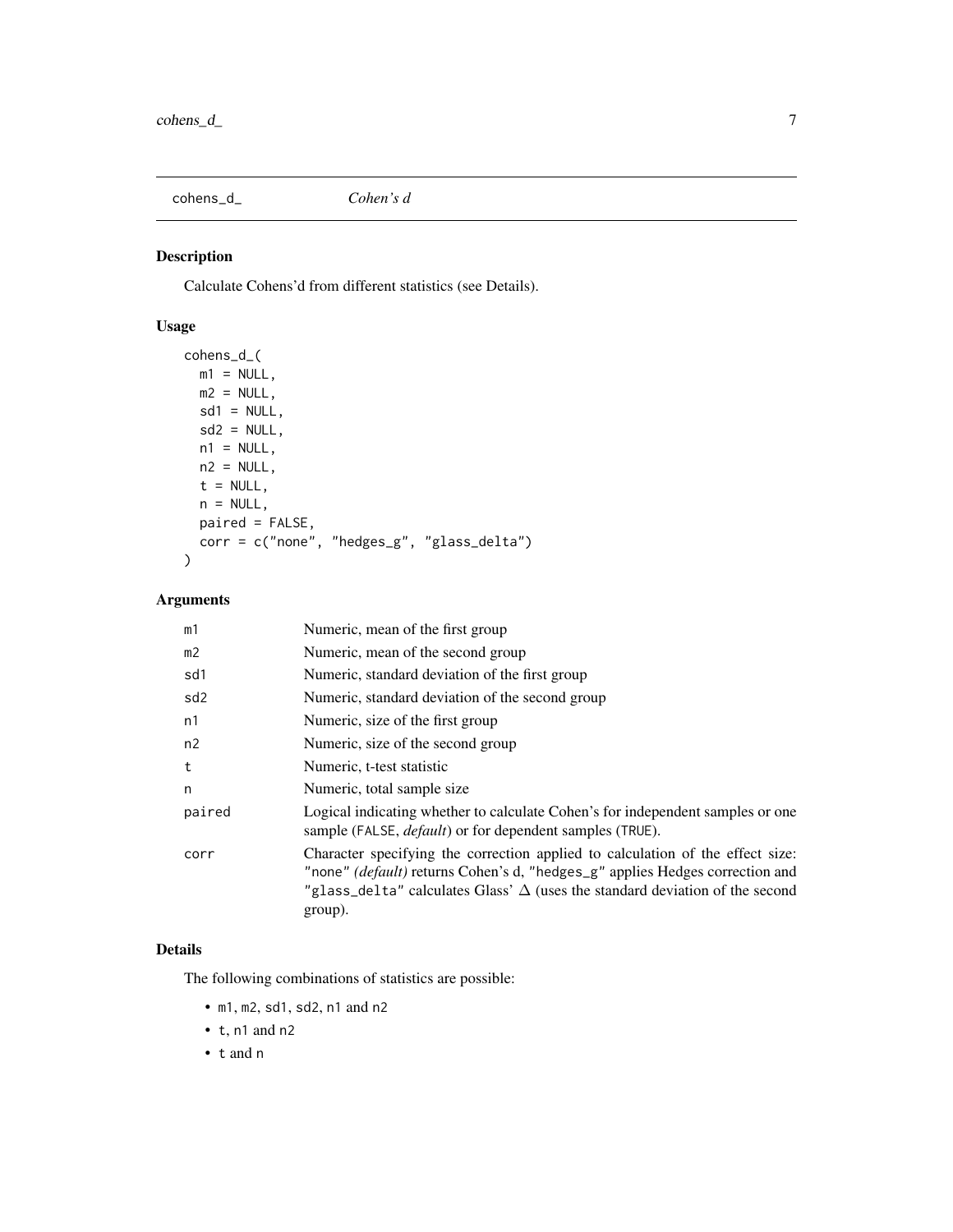## cohens_d_ *Cohen's d*

### Description

Calculate Cohens'd from different statistics (see Details).

### Usage

```
cohens_d_(
  m1 = NULL,
  m2 = NULL,
  sd1 = NULL,
  sd2 = NULL,
  n1 = NULL,
  n2 = NULL,
  t = NULL,
  n = NULL,
  paired = FALSE,
  corr = c("none", "hedges_g", "glass_delta")
)
```

### Arguments

| | |
|---|---|
| `m1` | Numeric, mean of the first group |
| `m2` | Numeric, mean of the second group |
| `sd1` | Numeric, standard deviation of the first group |
| `sd2` | Numeric, standard deviation of the second group |
| `n1` | Numeric, size of the first group |
| `n2` | Numeric, size of the second group |
| `t` | Numeric, t-test statistic |
| `n` | Numeric, total sample size |
| `paired` | Logical indicating whether to calculate Cohen's for independent samples or one sample (`FALSE`, *default*) or for dependent samples (`TRUE`). |
| `corr` | Character specifying the correction applied to calculation of the effect size: `"none"` *(default)* returns Cohen's d, `"hedges_g"` applies Hedges correction and `"glass_delta"` calculates Glass' $\Delta$ (uses the standard deviation of the second group). |

### Details

The following combinations of statistics are possible:

- `m1`, `m2`, `sd1`, `sd2`, `n1` and `n2`
- `t`, `n1` and `n2`
- `t` and `n`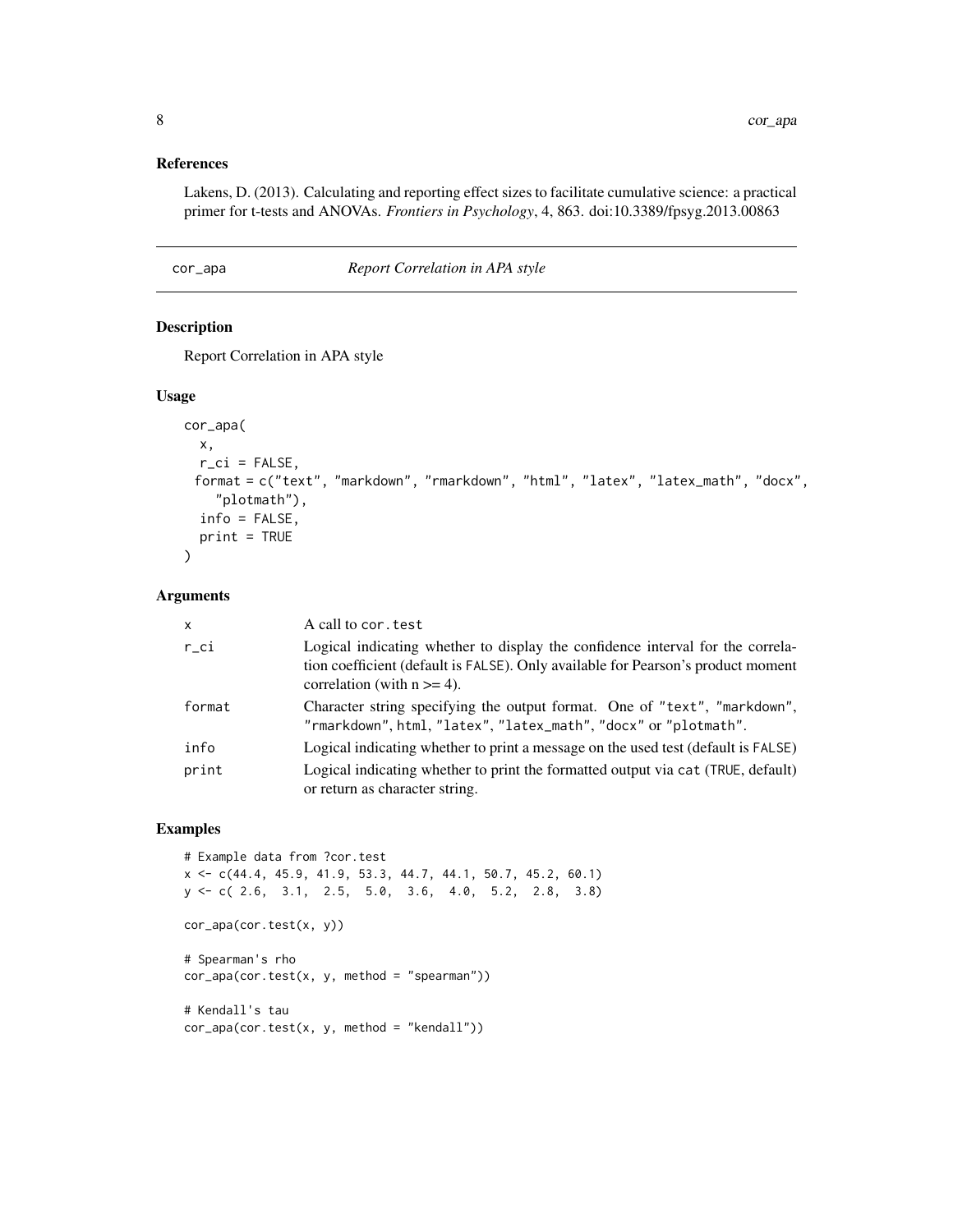### References

Lakens, D. (2013). Calculating and reporting effect sizes to facilitate cumulative science: a practical primer for t-tests and ANOVAs. *Frontiers in Psychology*, 4, 863. doi:10.3389/fpsyg.2013.00863

## cor_apa — *Report Correlation in APA style*

### Description

Report Correlation in APA style

### Usage

```
cor_apa(
  x,
  r_ci = FALSE,
  format = c("text", "markdown", "rmarkdown", "html", "latex", "latex_math", "docx",
    "plotmath"),
  info = FALSE,
  print = TRUE
)
```

### Arguments

| | |
|---|---|
| x | A call to `cor.test` |
| r_ci | Logical indicating whether to display the confidence interval for the correlation coefficient (default is `FALSE`). Only available for Pearson's product moment correlation (with n >= 4). |
| format | Character string specifying the output format. One of `"text"`, `"markdown"`, `"rmarkdown"`, `html`, `"latex"`, `"latex_math"`, `"docx"` or `"plotmath"`. |
| info | Logical indicating whether to print a message on the used test (default is `FALSE`) |
| print | Logical indicating whether to print the formatted output via `cat` (`TRUE`, default) or return as character string. |

### Examples

```
# Example data from ?cor.test
x <- c(44.4, 45.9, 41.9, 53.3, 44.7, 44.1, 50.7, 45.2, 60.1)
y <- c( 2.6,  3.1,  2.5,  5.0,  3.6,  4.0,  5.2,  2.8,  3.8)

cor_apa(cor.test(x, y))

# Spearman's rho
cor_apa(cor.test(x, y, method = "spearman"))

# Kendall's tau
cor_apa(cor.test(x, y, method = "kendall"))
```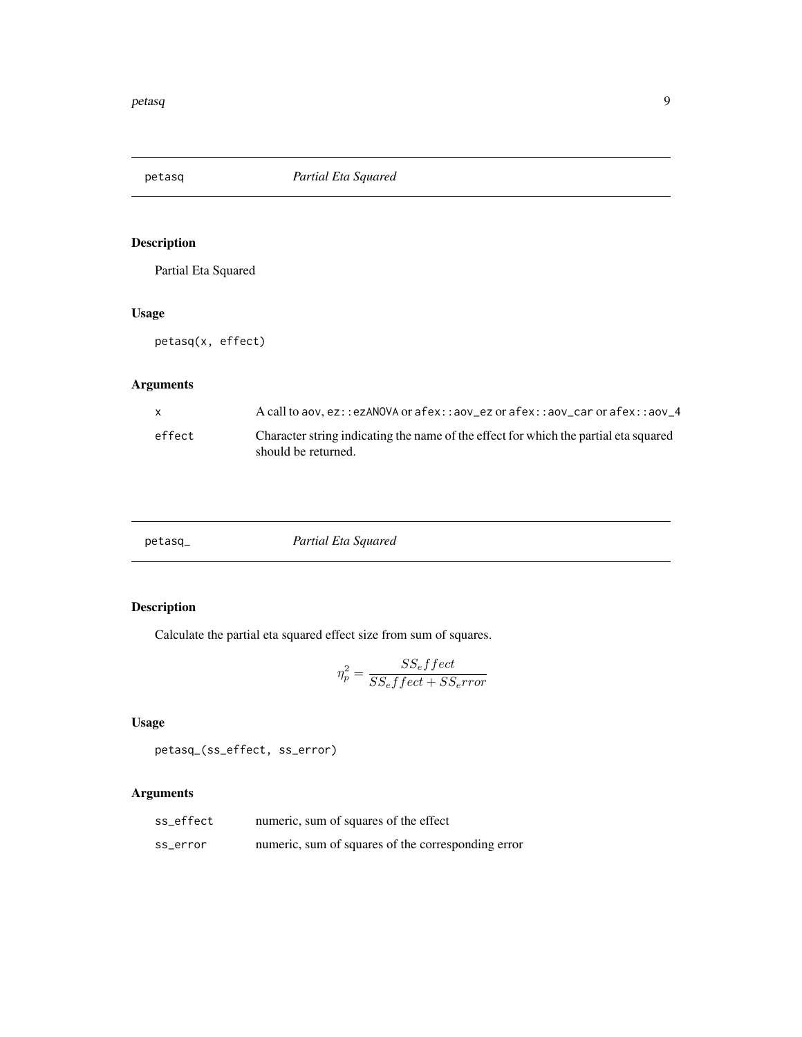## petasq *Partial Eta Squared*

### Description

Partial Eta Squared

### Usage

```
petasq(x, effect)
```

### Arguments

| | |
|---|---|
| x | A call to aov, ez::ezANOVA or afex::aov_ez or afex::aov_car or afex::aov_4 |
| effect | Character string indicating the name of the effect for which the partial eta squared should be returned. |

## petasq_ *Partial Eta Squared*

### Description

Calculate the partial eta squared effect size from sum of squares.

$$\eta_p^2 = \frac{SS_effect}{SS_effect + SS_error}$$

### Usage

```
petasq_(ss_effect, ss_error)
```

### Arguments

| | |
|---|---|
| ss_effect | numeric, sum of squares of the effect |
| ss_error | numeric, sum of squares of the corresponding error |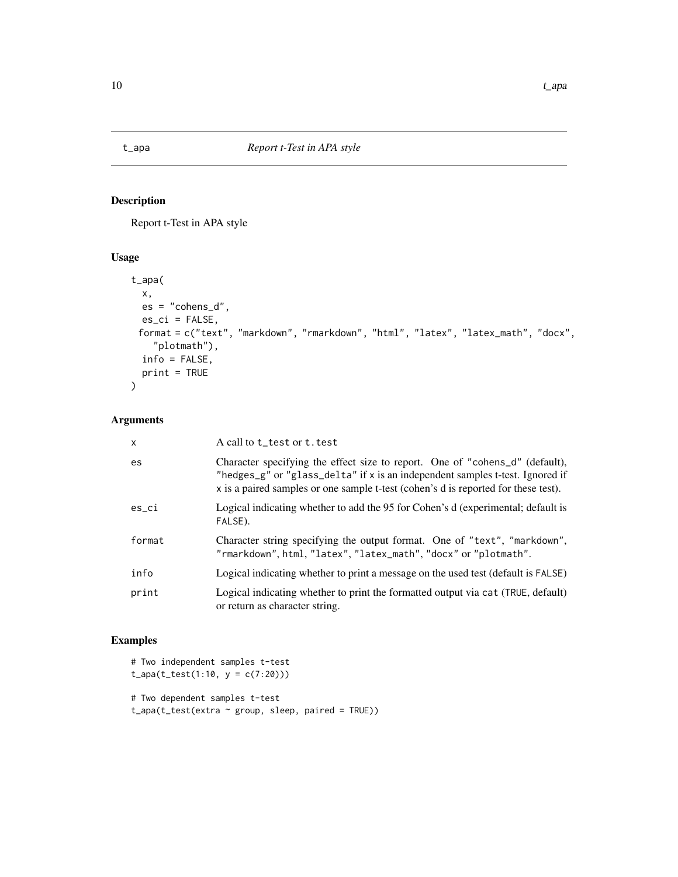## t_apa — *Report t-Test in APA style*

### Description

Report t-Test in APA style

### Usage

```
t_apa(
  x,
  es = "cohens_d",
  es_ci = FALSE,
  format = c("text", "markdown", "rmarkdown", "html", "latex", "latex_math", "docx",
    "plotmath"),
  info = FALSE,
  print = TRUE
)
```

### Arguments

| | |
|---|---|
| x | A call to t_test or t.test |
| es | Character specifying the effect size to report. One of "cohens_d" (default), "hedges_g" or "glass_delta" if x is an independent samples t-test. Ignored if x is a paired samples or one sample t-test (cohen's d is reported for these test). |
| es_ci | Logical indicating whether to add the 95 for Cohen's d (experimental; default is FALSE). |
| format | Character string specifying the output format. One of "text", "markdown", "rmarkdown", html, "latex", "latex_math", "docx" or "plotmath". |
| info | Logical indicating whether to print a message on the used test (default is FALSE) |
| print | Logical indicating whether to print the formatted output via cat (TRUE, default) or return as character string. |

### Examples

```
# Two independent samples t-test
t_apa(t_test(1:10, y = c(7:20)))

# Two dependent samples t-test
t_apa(t_test(extra ~ group, sleep, paired = TRUE))
```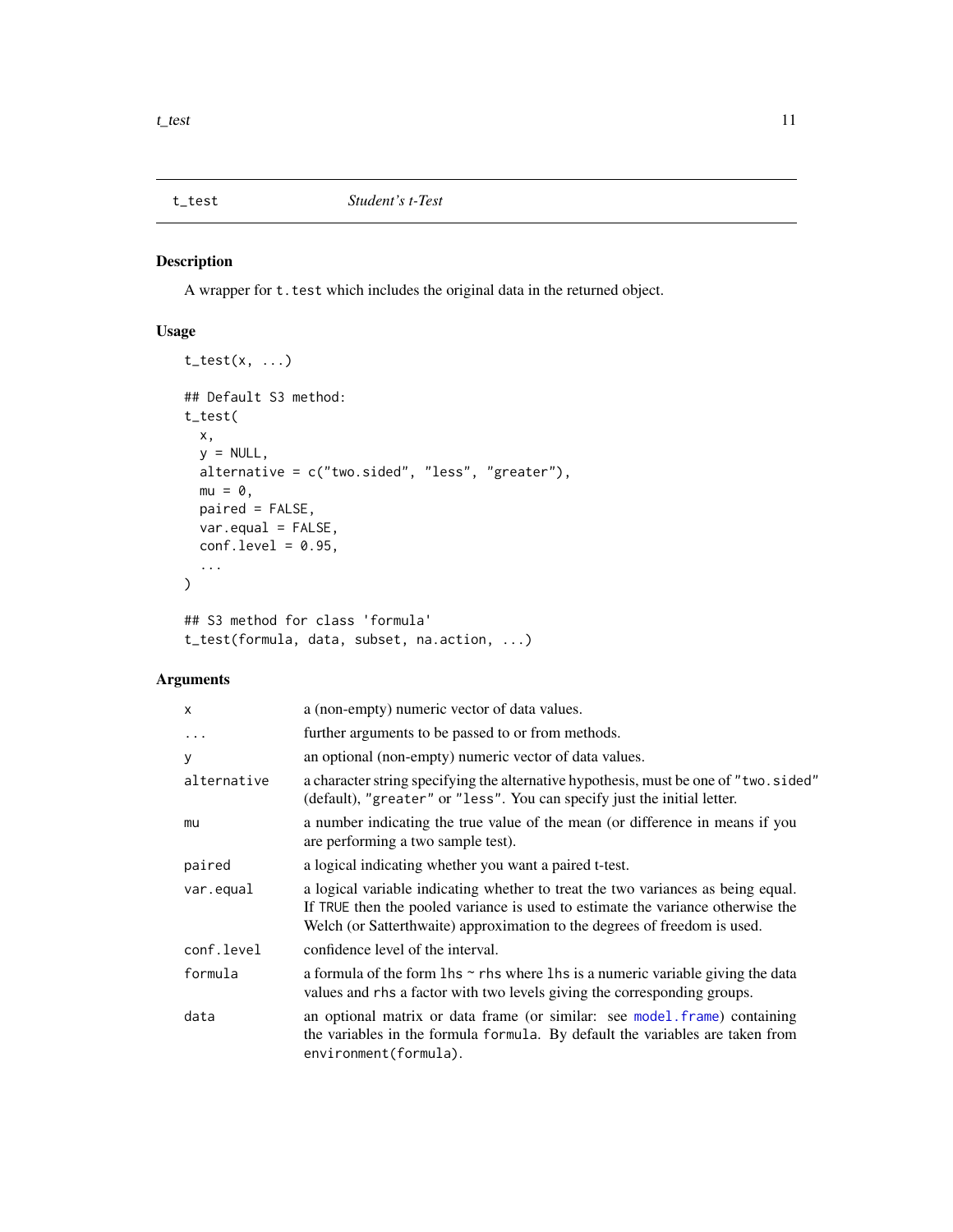# t_test — *Student's t-Test*

## Description

A wrapper for `t.test` which includes the original data in the returned object.

## Usage

```
t_test(x, ...)

## Default S3 method:
t_test(
  x,
  y = NULL,
  alternative = c("two.sided", "less", "greater"),
  mu = 0,
  paired = FALSE,
  var.equal = FALSE,
  conf.level = 0.95,
  ...
)

## S3 method for class 'formula'
t_test(formula, data, subset, na.action, ...)
```

## Arguments

| | |
|---|---|
| `x` | a (non-empty) numeric vector of data values. |
| `...` | further arguments to be passed to or from methods. |
| `y` | an optional (non-empty) numeric vector of data values. |
| `alternative` | a character string specifying the alternative hypothesis, must be one of `"two.sided"` (default), `"greater"` or `"less"`. You can specify just the initial letter. |
| `mu` | a number indicating the true value of the mean (or difference in means if you are performing a two sample test). |
| `paired` | a logical indicating whether you want a paired t-test. |
| `var.equal` | a logical variable indicating whether to treat the two variances as being equal. If `TRUE` then the pooled variance is used to estimate the variance otherwise the Welch (or Satterthwaite) approximation to the degrees of freedom is used. |
| `conf.level` | confidence level of the interval. |
| `formula` | a formula of the form `lhs ~ rhs` where `lhs` is a numeric variable giving the data values and `rhs` a factor with two levels giving the corresponding groups. |
| `data` | an optional matrix or data frame (or similar: see `model.frame`) containing the variables in the formula `formula`. By default the variables are taken from `environment(formula)`. |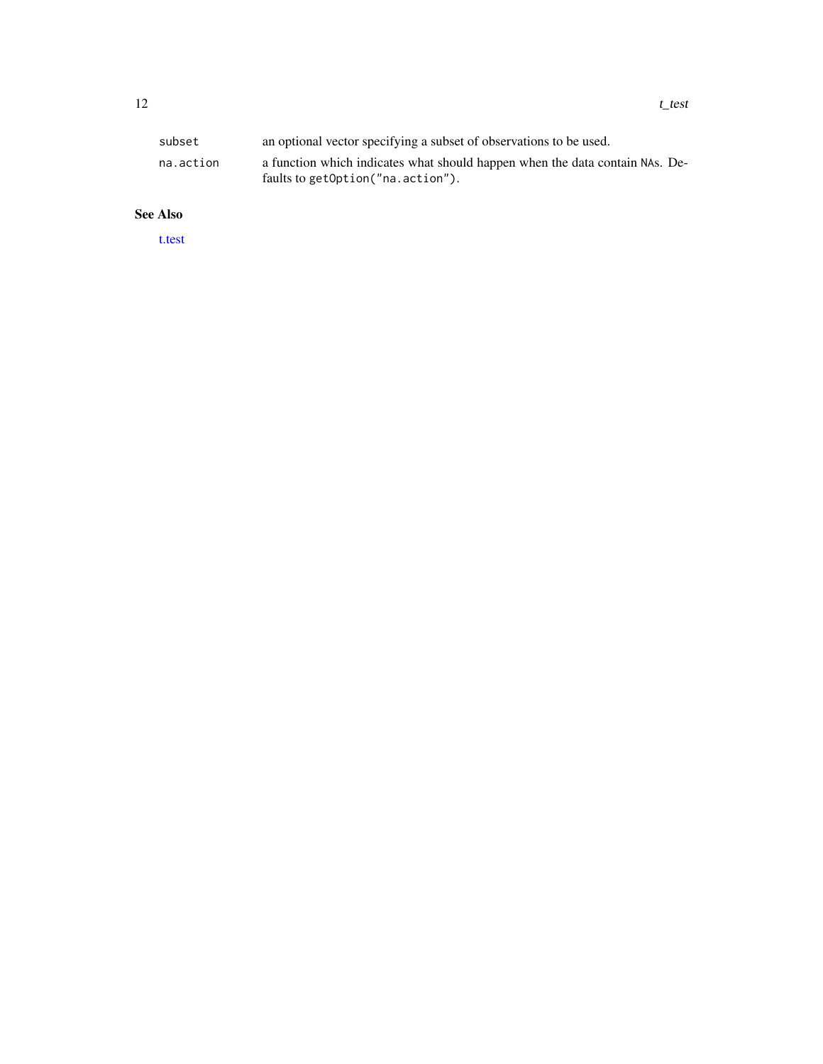| | |
|---|---|
| `subset` | an optional vector specifying a subset of observations to be used. |
| `na.action` | a function which indicates what should happen when the data contain NAs. Defaults to `getOption("na.action")`. |

## See Also

t.test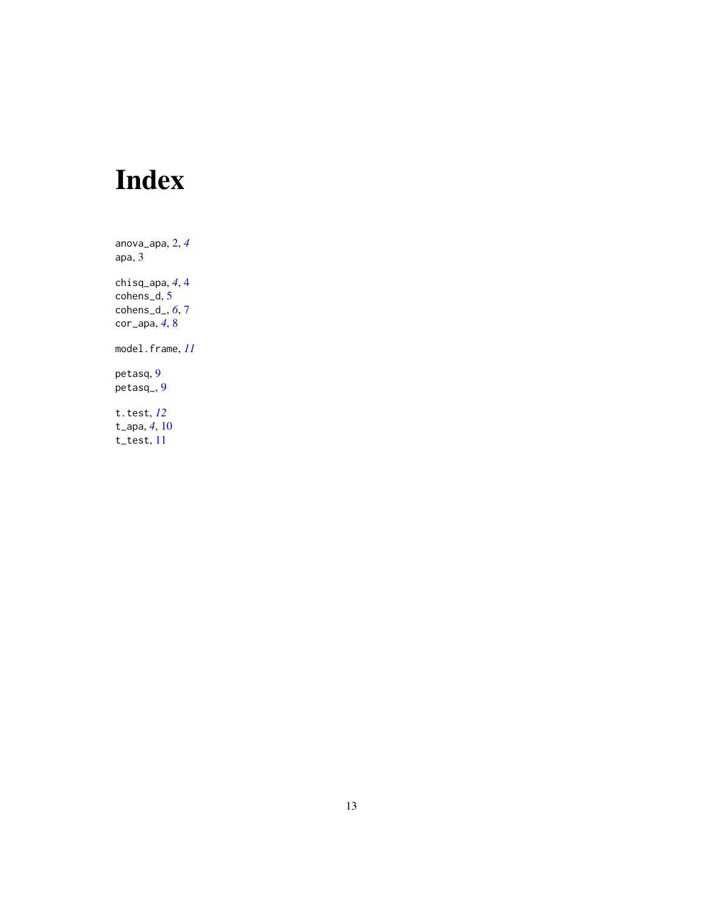# Index

anova_apa, 2, *4*
apa, 3

chisq_apa, *4*, 4
cohens_d, 5
cohens_d_, *6*, 7
cor_apa, *4*, 8

model.frame, *11*

petasq, 9
petasq_, 9

t.test, *12*
t_apa, *4*, 10
t_test, 11